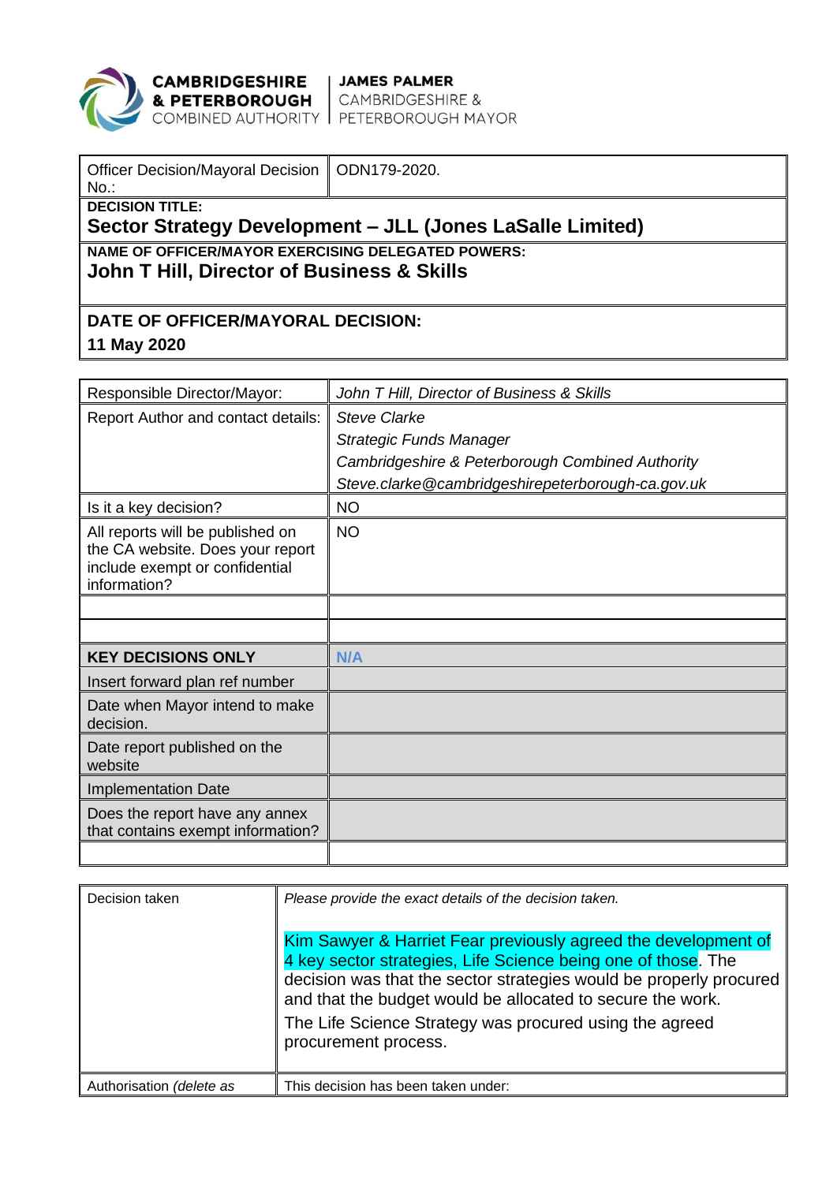**CAMBRIDGESHIRE & PETERBOROUGH** COMBINED AUTHORITY | **JAMES PALMER** CAMBRIDGESHIRE & PETERBOROUGH MAYOR

| Officer Decision/Mayoral Decision No.: | ODN179-2020. |
|---|---|
| **DECISION TITLE:** **Sector Strategy Development – JLL (Jones LaSalle Limited)** | |
| **NAME OF OFFICER/MAYOR EXERCISING DELEGATED POWERS:** **John T Hill, Director of Business & Skills** | |
| **DATE OF OFFICER/MAYORAL DECISION:** **11 May 2020** | |

| Responsible Director/Mayor: | *John T Hill, Director of Business & Skills* |
|---|---|
| Report Author and contact details: | *Steve Clarke*<br>*Strategic Funds Manager*<br>*Cambridgeshire & Peterborough Combined Authority*<br>*Steve.clarke@cambridgeshirepeterborough-ca.gov.uk* |
| Is it a key decision? | NO |
| All reports will be published on the CA website. Does your report include exempt or confidential information? | NO |
| | |
| | |
| **KEY DECISIONS ONLY** | **N/A** |
| Insert forward plan ref number | |
| Date when Mayor intend to make decision. | |
| Date report published on the website | |
| Implementation Date | |
| Does the report have any annex that contains exempt information? | |
| | |

| Decision taken | *Please provide the exact details of the decision taken.*<br><br>Kim Sawyer & Harriet Fear previously agreed the development of 4 key sector strategies, Life Science being one of those. The decision was that the sector strategies would be properly procured and that the budget would be allocated to secure the work.<br>The Life Science Strategy was procured using the agreed procurement process. |
|---|---|
| Authorisation *(delete as* | This decision has been taken under: |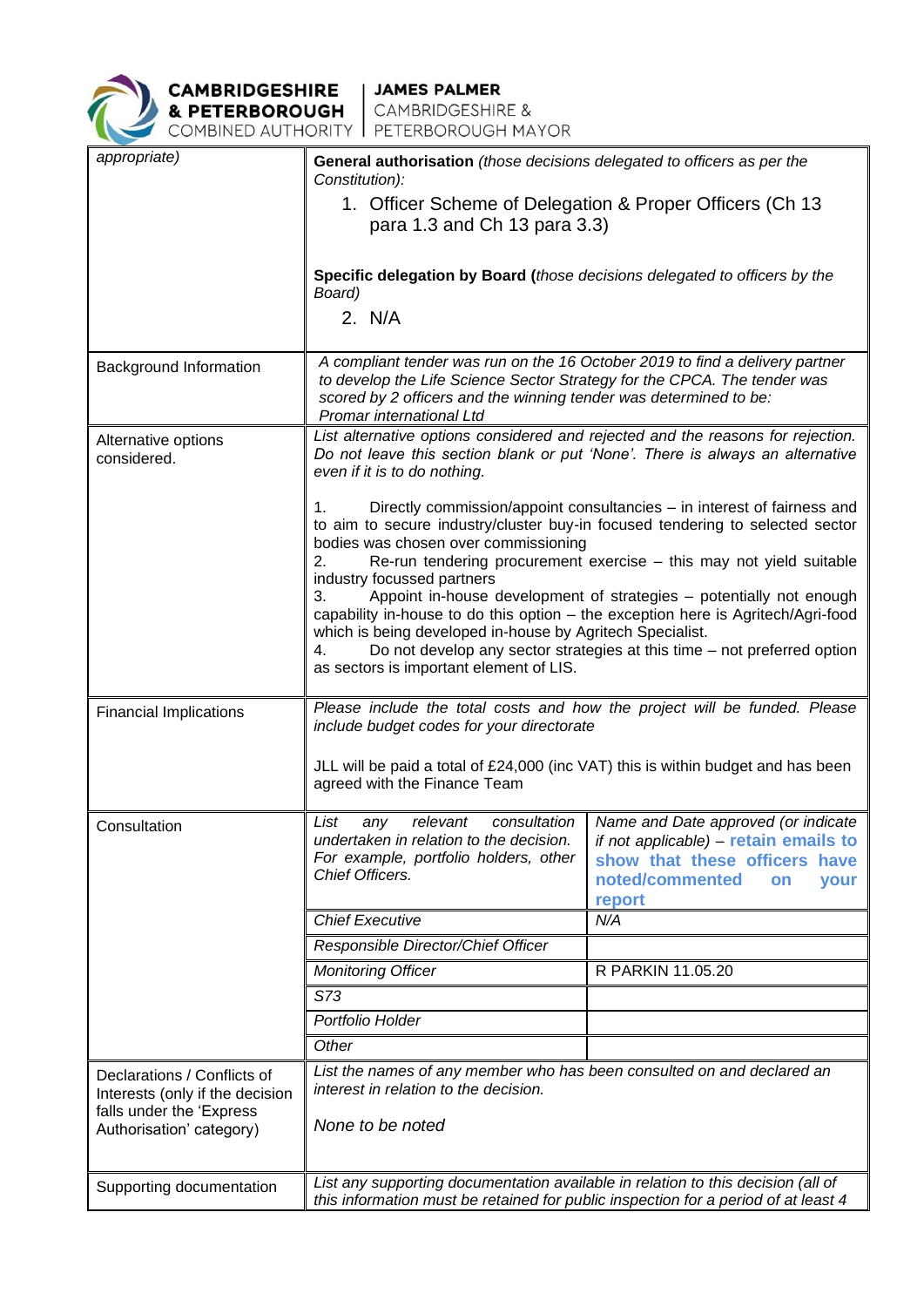| appropriate) | **General authorisation** *(those decisions delegated to officers as per the Constitution):*<br>1. Officer Scheme of Delegation & Proper Officers (Ch 13 para 1.3 and Ch 13 para 3.3)<br><br>**Specific delegation by Board (***those decisions delegated to officers by the Board)*<br>2. N/A | |
|---|---|---|
| Background Information | *A compliant tender was run on the 16 October 2019 to find a delivery partner to develop the Life Science Sector Strategy for the CPCA. The tender was scored by 2 officers and the winning tender was determined to be: Promar international Ltd* | |
| Alternative options considered. | *List alternative options considered and rejected and the reasons for rejection. Do not leave this section blank or put 'None'. There is always an alternative even if it is to do nothing.*<br><br>1. Directly commission/appoint consultancies – in interest of fairness and to aim to secure industry/cluster buy-in focused tendering to selected sector bodies was chosen over commissioning<br>2. Re-run tendering procurement exercise – this may not yield suitable industry focussed partners<br>3. Appoint in-house development of strategies – potentially not enough capability in-house to do this option – the exception here is Agritech/Agri-food which is being developed in-house by Agritech Specialist.<br>4. Do not develop any sector strategies at this time – not preferred option as sectors is important element of LIS. | |
| Financial Implications | *Please include the total costs and how the project will be funded. Please include budget codes for your directorate*<br><br>JLL will be paid a total of £24,000 (inc VAT) this is within budget and has been agreed with the Finance Team | |
| Consultation | *List any relevant consultation undertaken in relation to the decision. For example, portfolio holders, other Chief Officers.* | *Name and Date approved (or indicate if not applicable)* – **retain emails to show that these officers have noted/commented on your report** |
| | *Chief Executive* | *N/A* |
| | *Responsible Director/Chief Officer* | |
| | *Monitoring Officer* | R PARKIN 11.05.20 |
| | *S73* | |
| | *Portfolio Holder* | |
| | *Other* | |
| Declarations / Conflicts of Interests (only if the decision falls under the 'Express Authorisation' category) | *List the names of any member who has been consulted on and declared an interest in relation to the decision.*<br><br>*None to be noted* | |
| Supporting documentation | *List any supporting documentation available in relation to this decision (all of this information must be retained for public inspection for a period of at least 4* | |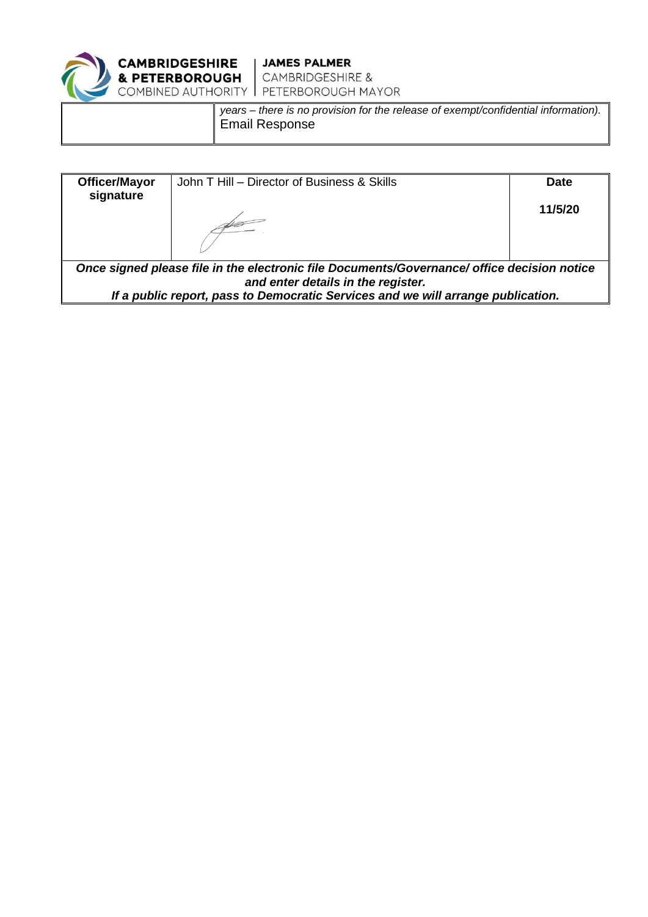| | |
|---|---|
| | *years – there is no provision for the release of exempt/confidential information).* Email Response |

| | | |
|---|---|---|
| **Officer/Mayor signature** | John T Hill – Director of Business & Skills | **Date** **11/5/20** |
| ***Once signed please file in the electronic file Documents/Governance/ office decision notice and enter details in the register. If a public report, pass to Democratic Services and we will arrange publication.*** | | |